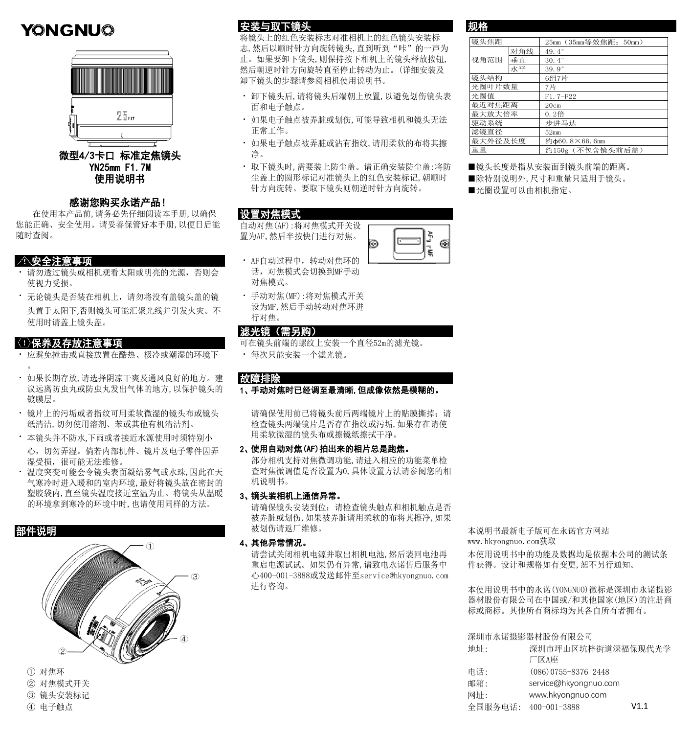# YONGNUO

微型4/3卡口 标准定焦镜头
YN25mm F1.7M
使用说明书

### 感谢您购买永诺产品！

在使用本产品前,请务必先仔细阅读本手册,以确保您能正确、安全使用。请妥善保管好本手册,以便日后能随时查阅。

## ⚠安全注意事项

- 请勿透过镜头或相机观看太阳或明亮的光源，否则会使视力受损。
- 无论镜头是否装在相机上，请勿将没有盖镜头盖的镜头置于太阳下,否则镜头可能汇聚光线并引发火灾。不使用时请盖上镜头盖。

## ⓘ保养及存放注意事项

- 应避免撞击或直接放置在酷热、极冷或潮湿的环境下。
- 如果长期存放,请选择阴凉干爽及通风良好的地方。建议远离防虫丸或防虫丸发出气体的地方,以保护镜头的镀膜层。
- 镜片上的污垢或者指纹可用柔软微湿的镜头布或镜头纸清洁,切勿使用溶剂、苯或其他有机清洁剂。
- 本镜头并不防水,下雨或者接近水源使用时须特别小心，切勿弄湿。倘若内部机件、镜片及电子零件因弄湿受损，很可能无法维修。
- 温度突变可能会令镜头表面凝结雾气或水珠,因此在天气寒冷时进入暖和的室内环境,最好将镜头放在密封的塑胶袋内,直至镜头温度接近室温为止。将镜头从温暖的环境拿到寒冷的环境中时,也请使用同样的方法。

## 部件说明

① 对焦环
② 对焦模式开关
③ 镜头安装标记
④ 电子触点

## 安装与取下镜头

将镜头上的红色安装标志对准相机上的红色镜头安装标志,然后以顺时针方向旋转镜头,直到听到“咔”的一声为止。如果要卸下镜头,则保持按下相机上的镜头释放按钮,然后朝逆时针方向旋转直至停止转动为止。(详细安装及卸下镜头的步骤请参阅相机使用说明书。

- 卸下镜头后,请将镜头后端朝上放置,以避免划伤镜头表面和电子触点。
- 如果电子触点被弄脏或划伤,可能导致相机和镜头无法正常工作。
- 如果电子触点被弄脏或沾有指纹,请用柔软的布将其擦净。
- 取下镜头时,需要装上防尘盖。请正确安装防尘盖:将防尘盖上的圆形标记对准镜头上的红色安装标记,朝顺时针方向旋转。要取下镜头则朝逆时针方向旋转。

## 设置对焦模式

自动对焦(AF):将对焦模式开关设置为AF,然后半按快门进行对焦。

- AF自动过程中，转动对焦环的话，对焦模式会切换到MF手动对焦模式。
- 手动对焦(MF):将对焦模式开关设为MF,然后手动转动对焦环进行对焦。

## 滤光镜（需另购）

可在镜头前端的螺纹上安装一个直径52m的滤光镜。

- 每次只能安装一个滤光镜。

## 故障排除

**1、手动对焦时已经调至最清晰,但成像依然是模糊的。**

请确保使用前已将镜头前后两端镜片上的贴膜撕掉；请检查镜头两端镜片是否存在指纹或污垢,如果存在请使用柔软微湿的镜头布或擦镜纸擦拭干净。

**2、使用自动对焦(AF)拍出来的相片总是跑焦。**

部分相机支持对焦微调功能,请进入相应的功能菜单检查对焦微调值是否设置为0,具体设置方法请参阅您的相机说明书。

**3、镜头装相机上通信异常。**

请确保镜头安装到位；请检查镜头触点和相机触点是否被弄脏或划伤,如果被弄脏请用柔软的布将其擦净,如果被划伤请返厂维修。

**4、其他异常情况。**

请尝试关闭相机电源并取出相机电池,然后装回电池再重启电源试试。如果仍有异常,请致电永诺售后服务中心400-001-3888或发送邮件至service@hkyongnuo.com进行咨询。

## 规格

| 镜头焦距 | | 25mm（35mm等效焦距：50mm） |
|---|---|---|
| 视角范围 | 对角线 | 49.4° |
| | 垂直 | 30.4° |
| | 水平 | 39.9° |
| 镜头结构 | | 6组7片 |
| 光圈叶片数量 | | 7片 |
| 光圈值 | | F1.7-F22 |
| 最近对焦距离 | | 20cm |
| 最大放大倍率 | | 0.2倍 |
| 驱动系统 | | 步进马达 |
| 滤镜直径 | | 52mm |
| 最大外径及长度 | | 约φ60.8×66.6mm |
| 重量 | | 约150g（不包含镜头前后盖） |

■镜头长度是指从安装面到镜头前端的距离。
■除特别说明外,尺寸和重量只适用于镜头。
■光圈设置可以由相机指定。

本说明书最新电子版可在永诺官方网站www.hkyongnuo.com获取

本使用说明书中的功能及数据均是依据本公司的测试条件获得。设计和规格如有变更,恕不另行通知。

本使用说明书中的永诺(YONGNUO)微标是深圳市永诺摄影器材股份有限公司在中国或/和其他国家(地区)的注册商标或商标。其他所有商标均为其各自所有者拥有。

深圳市永诺摄影器材股份有限公司
地址: 深圳市坪山区坑梓街道深福保现代光学厂区A座
电话: (086)0755-8376 2448
邮箱: service@hkyongnuo.com
网址: www.hkyongnuo.com
全国服务电话: 400-001-3888

V1.1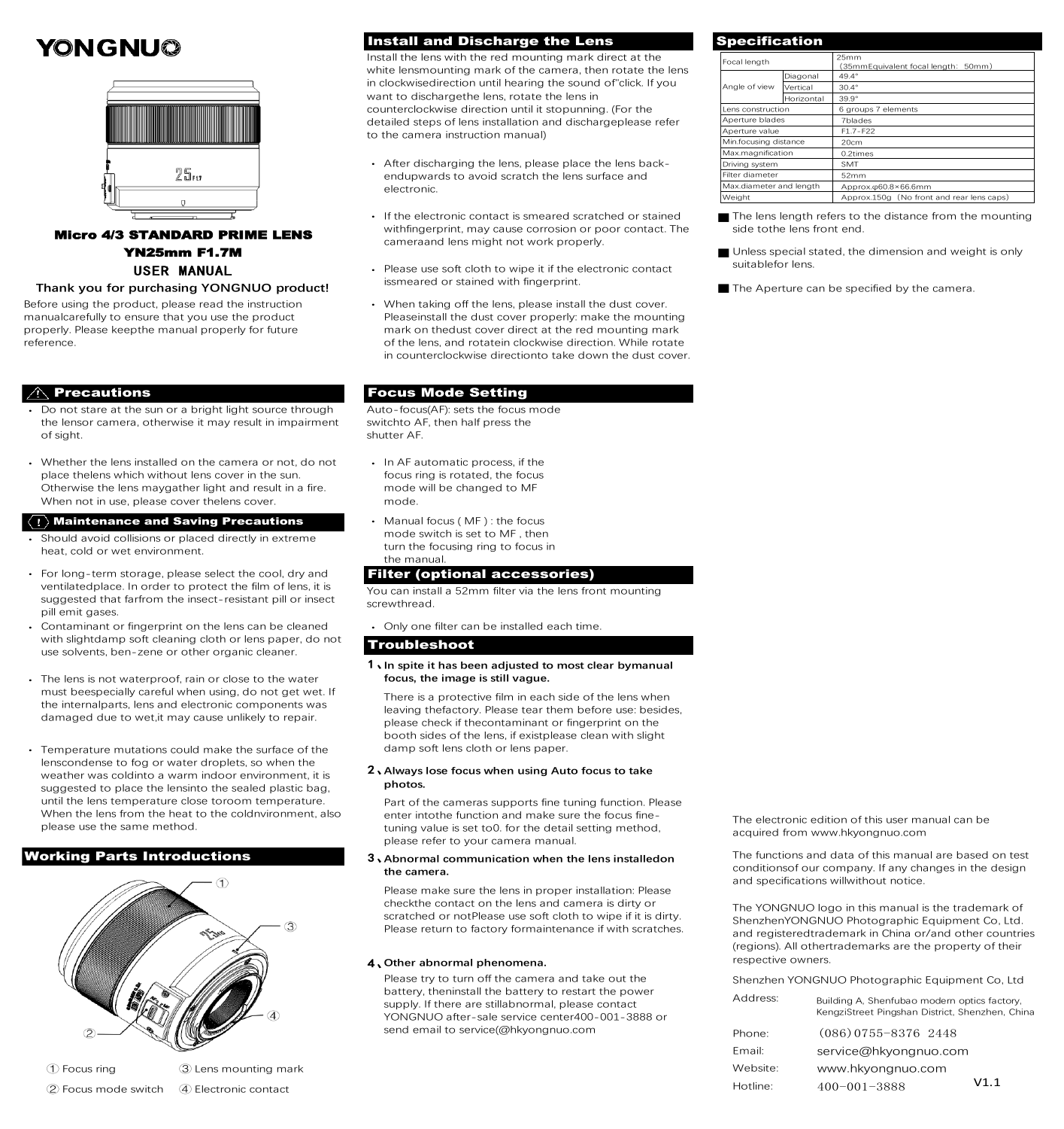# YONGNUO

## Micro 4/3 STANDARD PRIME LENS

## YN25mm F1.7M

## USER MANUAL

**Thank you for purchasing YONGNUO product!**

Before using the product, please read the instruction manualcarefully to ensure that you use the product properly. Please keepthe manual properly for future reference.

## Precautions

- Do not stare at the sun or a bright light source through the lensor camera, otherwise it may result in impairment of sight.
- Whether the lens installed on the camera or not, do not place thelens which without lens cover in the sun. Otherwise the lens maygather light and result in a fire. When not in use, please cover thelens cover.

## Maintenance and Saving Precautions

- Should avoid collisions or placed directly in extreme heat, cold or wet environment.
- For long-term storage, please select the cool, dry and ventilatedplace. In order to protect the film of lens, it is suggested that farfrom the insect-resistant pill or insect pill emit gases.
- Contaminant or fingerprint on the lens can be cleaned with slightdamp soft cleaning cloth or lens paper, do not use solvents, ben-zene or other organic cleaner.
- The lens is not waterproof, rain or close to the water must beespecially careful when using, do not get wet. If the internalparts, lens and electronic components was damaged due to wet,it may cause unlikely to repair.
- Temperature mutations could make the surface of the lenscondense to fog or water droplets, so when the weather was coldinto a warm indoor environment, it is suggested to place the lensinto the sealed plastic bag, until the lens temperature close toroom temperature. When the lens from the heat to the coldnvironment, also please use the same method.

## Working Parts Introductions

① Focus ring ③ Lens mounting mark

② Focus mode switch ④ Electronic contact

## Install and Discharge the Lens

Install the lens with the red mounting mark direct at the white lensmounting mark of the camera, then rotate the lens in clockwisedirection until hearing the sound of"click. If you want to dischargethe lens, rotate the lens in counterclockwise direction until it stopunning. (For the detailed steps of lens installation and dischargeplease refer to the camera instruction manual)

- After discharging the lens, please place the lens back-endupwards to avoid scratch the lens surface and electronic.
- If the electronic contact is smeared scratched or stained withfingerprint, may cause corrosion or poor contact. The cameraand lens might not work properly.
- Please use soft cloth to wipe it if the electronic contact issmeared or stained with fingerprint.
- When taking off the lens, please install the dust cover. Pleaseinstall the dust cover properly: make the mounting mark on thedust cover direct at the red mounting mark of the lens, and rotatein clockwise direction. While rotate in counterclockwise directionto take down the dust cover.

## Focus Mode Setting

Auto-focus(AF): sets the focus mode switchto AF, then half press the shutter AF.

- In AF automatic process, if the focus ring is rotated, the focus mode will be changed to MF mode.
- Manual focus ( MF ) : the focus mode switch is set to MF , then turn the focusing ring to focus in the manual.

## Filter (optional accessories)

You can install a 52mm filter via the lens front mounting screwthread.

- Only one filter can be installed each time.

## Troubleshoot

**1、In spite it has been adjusted to most clear bymanual focus, the image is still vague.**

There is a protective film in each side of the lens when leaving thefactory. Please tear them before use: besides, please check if thecontaminant or fingerprint on the booth sides of the lens, if existplease clean with slight damp soft lens cloth or lens paper.

**2、Always lose focus when using Auto focus to take photos.**

Part of the cameras supports fine tuning function. Please enter intothe function and make sure the focus fine-tuning value is set to0. for the detail setting method, please refer to your camera manual.

**3、Abnormal communication when the lens installedon the camera.**

Please make sure the lens in proper installation: Please checkthe contact on the lens and camera is dirty or scratched or notPlease use soft cloth to wipe it if it is dirty. Please return to factory formaintenance if with scratches.

**4、Other abnormal phenomena.**

Please try to turn off the camera and take out the battery, theninstall the battery to restart the power supply. If there are stillabnormal, please contact YONGNUO after-sale service center400-001-3888 or send email to service(@hkyongnuo.com

## Specification

| | | |
|---|---|---|
| Focal length | | 25mm (35mmEquivalent focal length: 50mm) |
| Angle of view | Diagonal | 49.4° |
| | Vertical | 30.4° |
| | Horizontal | 39.9° |
| Lens construction | | 6 groups 7 elements |
| Aperture blades | | 7blades |
| Aperture value | | F1.7-F22 |
| Min.focusing distance | | 20cm |
| Max.magnification | | 0.2times |
| Driving system | | SMT |
| Filter diameter | | 52mm |
| Max.diameter and length | | Approx.φ60.8×66.6mm |
| Weight | | Approx.150g (No front and rear lens caps) |

- The lens length refers to the distance from the mounting side tothe lens front end.
- Unless special stated, the dimension and weight is only suitablefor lens.
- The Aperture can be specified by the camera.

The electronic edition of this user manual can be acquired from www.hkyongnuo.com

The functions and data of this manual are based on test conditionsof our company. If any changes in the design and specifications willwithout notice.

The YONGNUO logo in this manual is the trademark of ShenzhenYONGNUO Photographic Equipment Co, Ltd. and registeredtrademark in China or/and other countries (regions). All othertrademarks are the property of their respective owners.

Shenzhen YONGNUO Photographic Equipment Co, Ltd

Address: Building A, Shenfubao modern optics factory, KengziStreet Pingshan District, Shenzhen, China

Phone: (086)0755-8376 2448

Email: service@hkyongnuo.com

Website: www.hkyongnuo.com

Hotline: 400-001-3888

V1.1